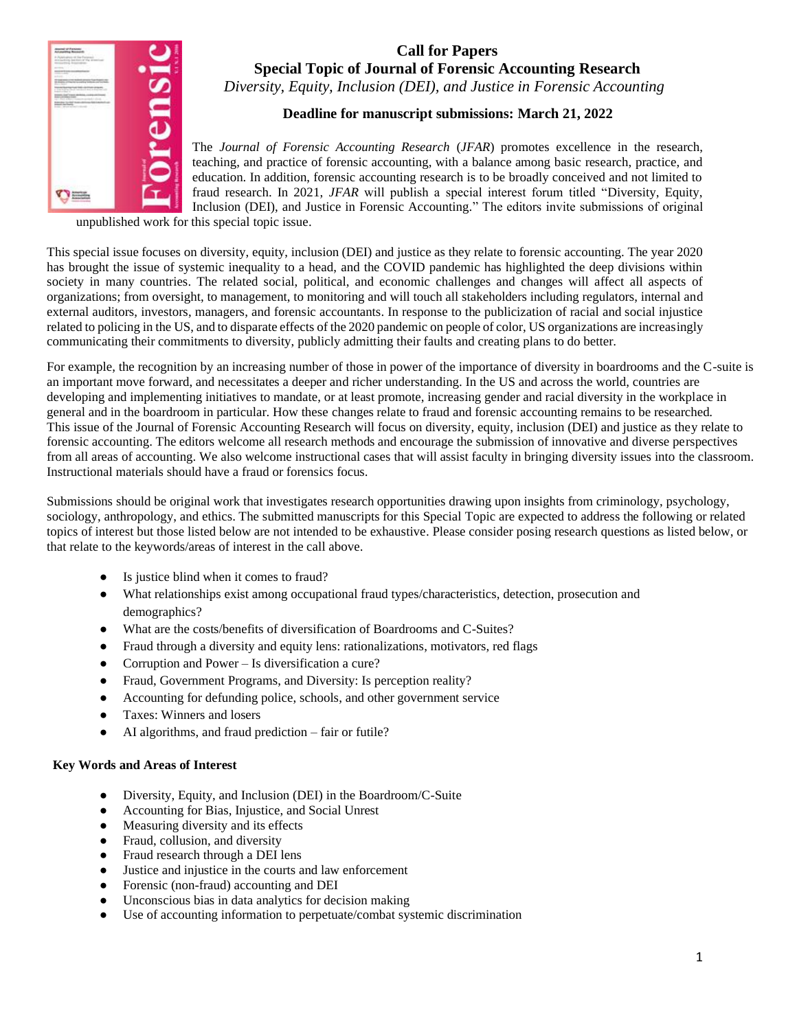# Call for Papers

## Special Topic of Journal of Forensic Accounting Research

*Diversity, Equity, Inclusion (DEI), and Justice in Forensic Accounting*

**Deadline for manuscript submissions: March 21, 2022**

The *Journal of Forensic Accounting Research* (*JFAR*) promotes excellence in the research, teaching, and practice of forensic accounting, with a balance among basic research, practice, and education. In addition, forensic accounting research is to be broadly conceived and not limited to fraud research. In 2021, *JFAR* will publish a special interest forum titled "Diversity, Equity, Inclusion (DEI), and Justice in Forensic Accounting." The editors invite submissions of original unpublished work for this special topic issue.

This special issue focuses on diversity, equity, inclusion (DEI) and justice as they relate to forensic accounting. The year 2020 has brought the issue of systemic inequality to a head, and the COVID pandemic has highlighted the deep divisions within society in many countries. The related social, political, and economic challenges and changes will affect all aspects of organizations; from oversight, to management, to monitoring and will touch all stakeholders including regulators, internal and external auditors, investors, managers, and forensic accountants. In response to the publicization of racial and social injustice related to policing in the US, and to disparate effects of the 2020 pandemic on people of color, US organizations are increasingly communicating their commitments to diversity, publicly admitting their faults and creating plans to do better.

For example, the recognition by an increasing number of those in power of the importance of diversity in boardrooms and the C-suite is an important move forward, and necessitates a deeper and richer understanding. In the US and across the world, countries are developing and implementing initiatives to mandate, or at least promote, increasing gender and racial diversity in the workplace in general and in the boardroom in particular. How these changes relate to fraud and forensic accounting remains to be researched. This issue of the Journal of Forensic Accounting Research will focus on diversity, equity, inclusion (DEI) and justice as they relate to forensic accounting. The editors welcome all research methods and encourage the submission of innovative and diverse perspectives from all areas of accounting. We also welcome instructional cases that will assist faculty in bringing diversity issues into the classroom. Instructional materials should have a fraud or forensics focus.

Submissions should be original work that investigates research opportunities drawing upon insights from criminology, psychology, sociology, anthropology, and ethics. The submitted manuscripts for this Special Topic are expected to address the following or related topics of interest but those listed below are not intended to be exhaustive. Please consider posing research questions as listed below, or that relate to the keywords/areas of interest in the call above.

- Is justice blind when it comes to fraud?
- What relationships exist among occupational fraud types/characteristics, detection, prosecution and demographics?
- What are the costs/benefits of diversification of Boardrooms and C-Suites?
- Fraud through a diversity and equity lens: rationalizations, motivators, red flags
- Corruption and Power – Is diversification a cure?
- Fraud, Government Programs, and Diversity: Is perception reality?
- Accounting for defunding police, schools, and other government service
- Taxes: Winners and losers
- AI algorithms, and fraud prediction – fair or futile?

**Key Words and Areas of Interest**

- Diversity, Equity, and Inclusion (DEI) in the Boardroom/C-Suite
- Accounting for Bias, Injustice, and Social Unrest
- Measuring diversity and its effects
- Fraud, collusion, and diversity
- Fraud research through a DEI lens
- Justice and injustice in the courts and law enforcement
- Forensic (non-fraud) accounting and DEI
- Unconscious bias in data analytics for decision making
- Use of accounting information to perpetuate/combat systemic discrimination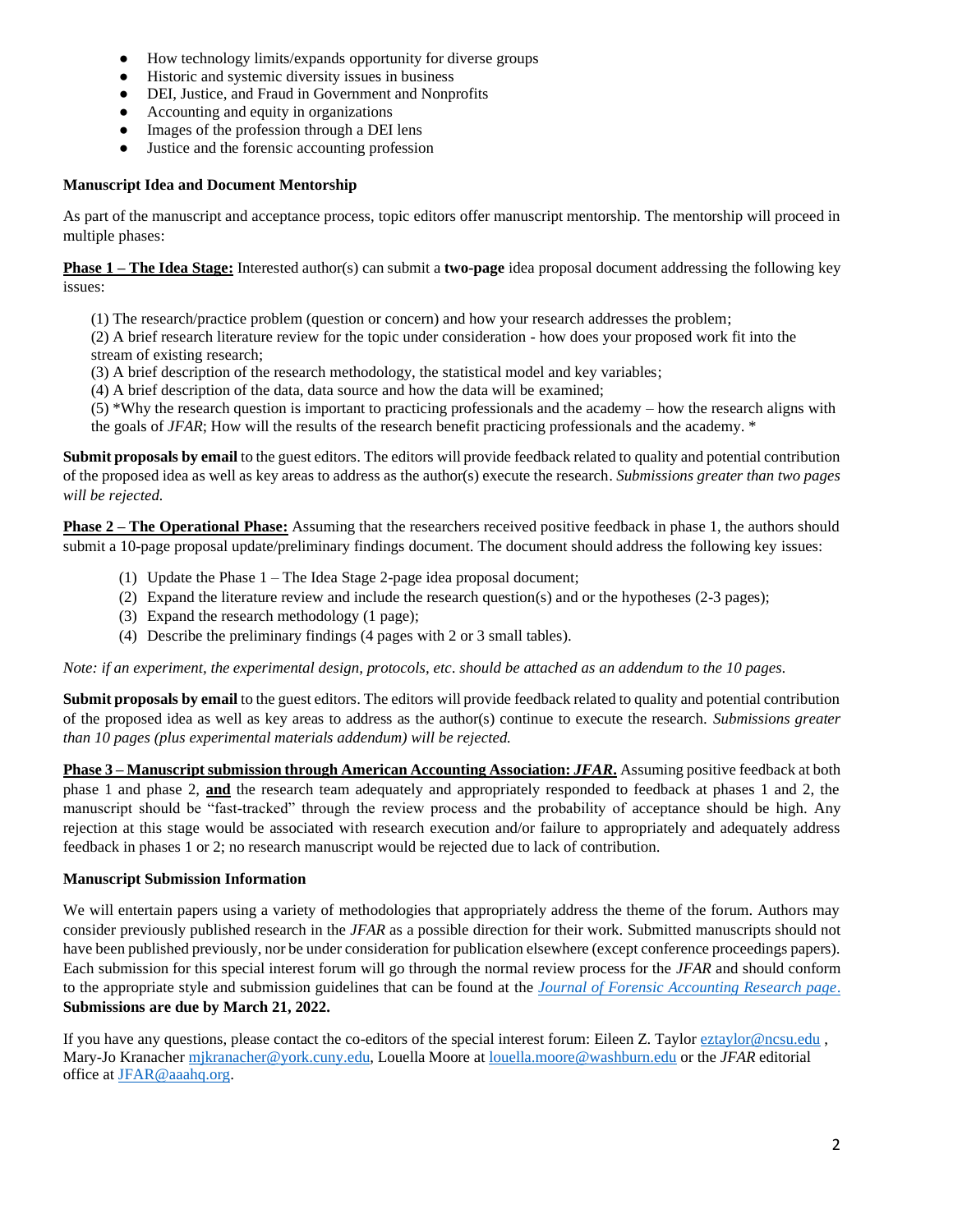- How technology limits/expands opportunity for diverse groups
- Historic and systemic diversity issues in business
- DEI, Justice, and Fraud in Government and Nonprofits
- Accounting and equity in organizations
- Images of the profession through a DEI lens
- Justice and the forensic accounting profession

**Manuscript Idea and Document Mentorship**

As part of the manuscript and acceptance process, topic editors offer manuscript mentorship. The mentorship will proceed in multiple phases:

**Phase 1 – The Idea Stage:** Interested author(s) can submit a **two-page** idea proposal document addressing the following key issues:

(1) The research/practice problem (question or concern) and how your research addresses the problem;
(2) A brief research literature review for the topic under consideration - how does your proposed work fit into the stream of existing research;
(3) A brief description of the research methodology, the statistical model and key variables;
(4) A brief description of the data, data source and how the data will be examined;
(5) *Why the research question is important to practicing professionals and the academy – how the research aligns with the goals of *JFAR*; How will the results of the research benefit practicing professionals and the academy. *

**Submit proposals by email** to the guest editors. The editors will provide feedback related to quality and potential contribution of the proposed idea as well as key areas to address as the author(s) execute the research. *Submissions greater than two pages will be rejected.*

**Phase 2 – The Operational Phase:** Assuming that the researchers received positive feedback in phase 1, the authors should submit a 10-page proposal update/preliminary findings document. The document should address the following key issues:

(1) Update the Phase 1 – The Idea Stage 2-page idea proposal document;
(2) Expand the literature review and include the research question(s) and or the hypotheses (2-3 pages);
(3) Expand the research methodology (1 page);
(4) Describe the preliminary findings (4 pages with 2 or 3 small tables).

*Note: if an experiment, the experimental design, protocols, etc. should be attached as an addendum to the 10 pages.*

**Submit proposals by email** to the guest editors. The editors will provide feedback related to quality and potential contribution of the proposed idea as well as key areas to address as the author(s) continue to execute the research. *Submissions greater than 10 pages (plus experimental materials addendum) will be rejected.*

**Phase 3 – Manuscript submission through American Accounting Association: *JFAR*.** Assuming positive feedback at both phase 1 and phase 2, **and** the research team adequately and appropriately responded to feedback at phases 1 and 2, the manuscript should be "fast-tracked" through the review process and the probability of acceptance should be high. Any rejection at this stage would be associated with research execution and/or failure to appropriately and adequately address feedback in phases 1 or 2; no research manuscript would be rejected due to lack of contribution.

**Manuscript Submission Information**

We will entertain papers using a variety of methodologies that appropriately address the theme of the forum. Authors may consider previously published research in the *JFAR* as a possible direction for their work. Submitted manuscripts should not have been published previously, nor be under consideration for publication elsewhere (except conference proceedings papers). Each submission for this special interest forum will go through the normal review process for the *JFAR* and should conform to the appropriate style and submission guidelines that can be found at the *Journal of Forensic Accounting Research page*. **Submissions are due by March 21, 2022.**

If you have any questions, please contact the co-editors of the special interest forum: Eileen Z. Taylor eztaylor@ncsu.edu , Mary-Jo Kranacher mjkranacher@york.cuny.edu, Louella Moore at louella.moore@washburn.edu or the *JFAR* editorial office at JFAR@aaahq.org.